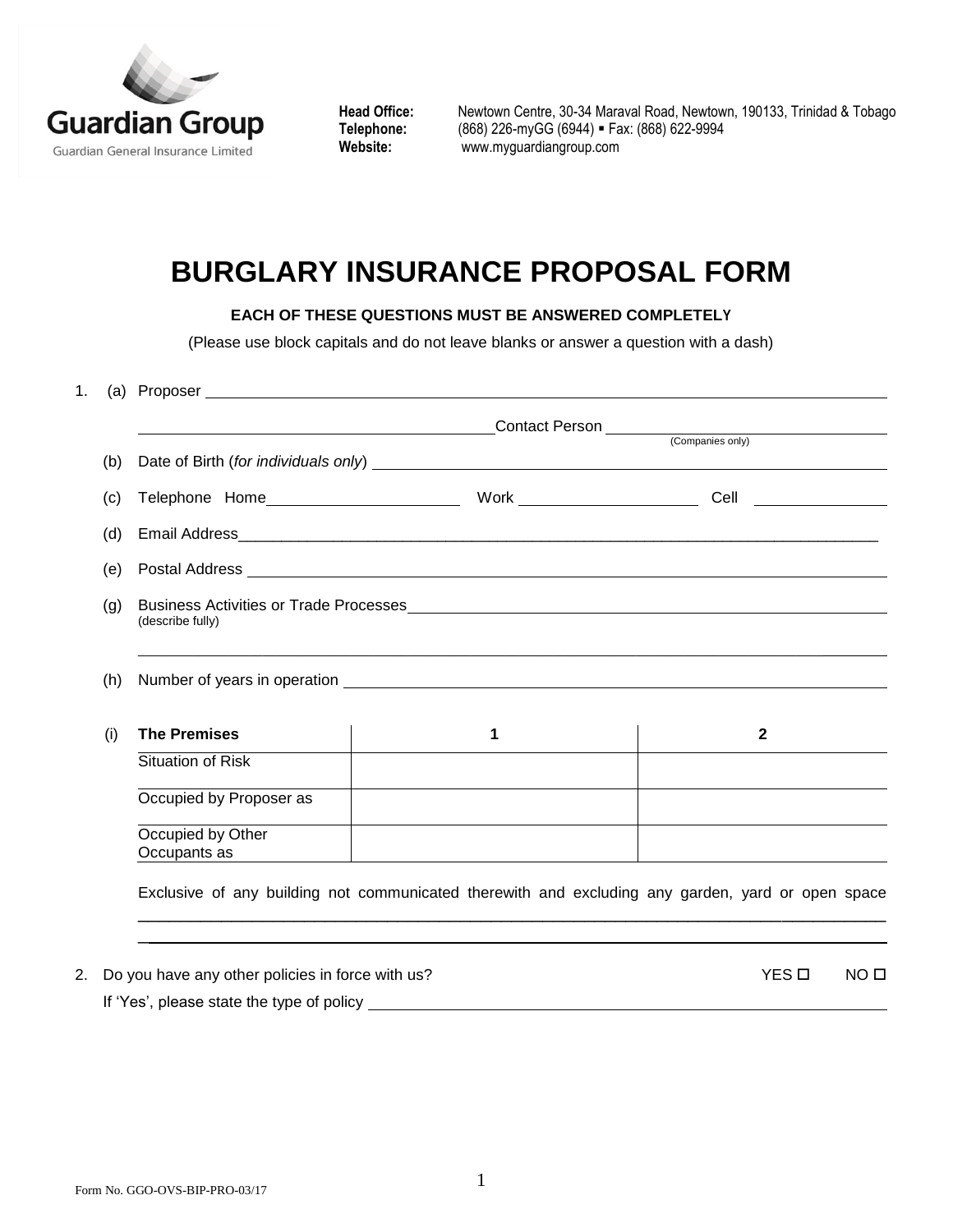Guardian Group
Guardian General Insurance Limited

**Head Office:** Newtown Centre, 30-34 Maraval Road, Newtown, 190133, Trinidad & Tobago
**Telephone:** (868) 226-myGG (6944) ▪ Fax: (868) 622-9994
**Website:** www.myguardiangroup.com

# BURGLARY INSURANCE PROPOSAL FORM

**EACH OF THESE QUESTIONS MUST BE ANSWERED COMPLETELY**

(Please use block capitals and do not leave blanks or answer a question with a dash)

1. (a) Proposer ______________________________________________

   ______________________________ Contact Person ______________________________
   (Companies only)

   (b) Date of Birth (*for individuals only*) ______________________________

   (c) Telephone Home______________________ Work ______________________ Cell ______________

   (d) Email Address______________________________________________

   (e) Postal Address ______________________________________________

   (g) Business Activities or Trade Processes ______________________________
   (describe fully)

   ______________________________________________

   (h) Number of years in operation ______________________________

   (i)

| The Premises | 1 | 2 |
|---|---|---|
| Situation of Risk | | |
| Occupied by Proposer as | | |
| Occupied by Other Occupants as | | |

   Exclusive of any building not communicated therewith and excluding any garden, yard or open space ______________________________________________

   ______________________________________________

2. Do you have any other policies in force with us? YES ☐ NO ☐

   If 'Yes', please state the type of policy ______________________________

Form No. GGO-OVS-BIP-PRO-03/17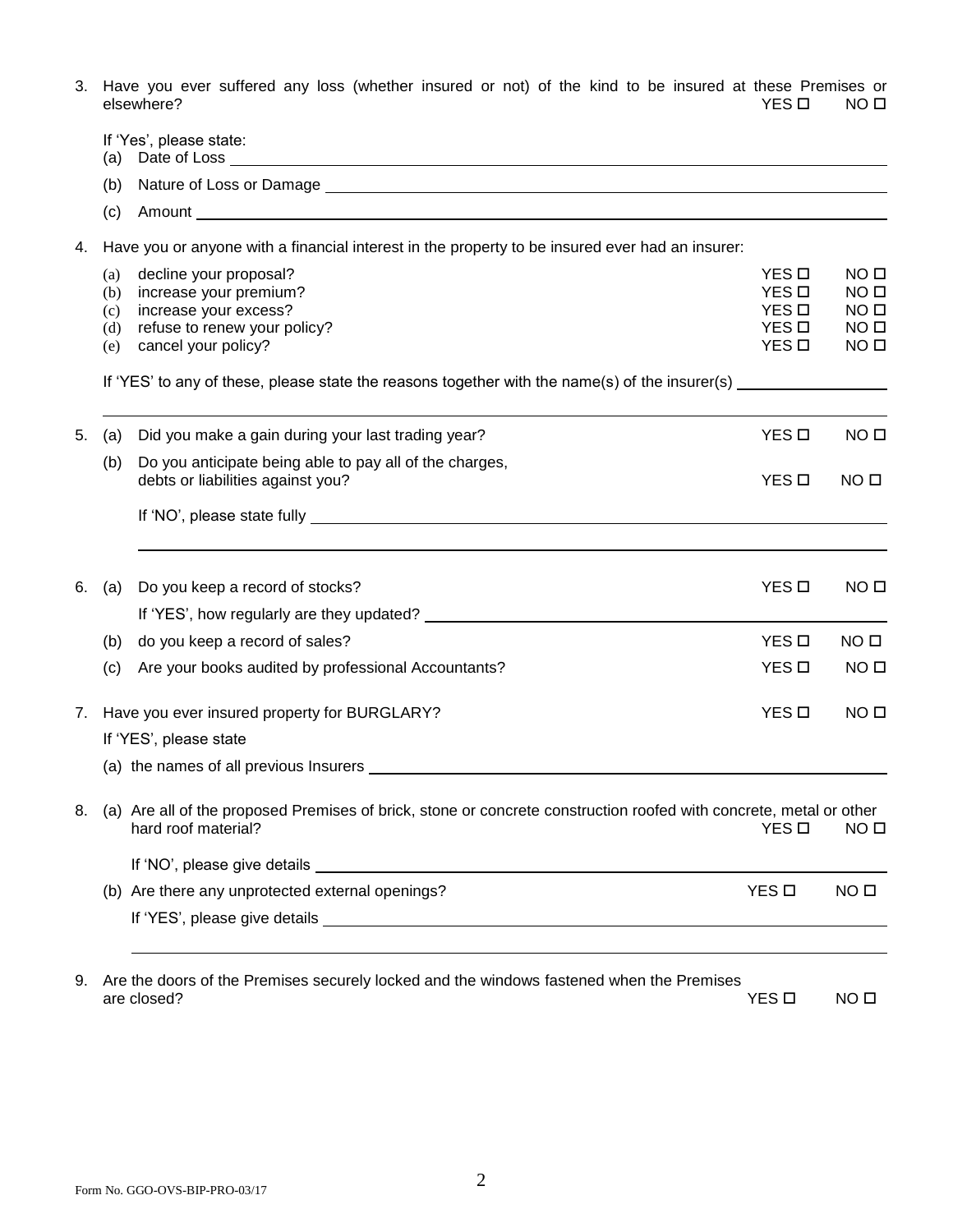3. Have you ever suffered any loss (whether insured or not) of the kind to be insured at these Premises or elsewhere? YES ☐ NO ☐

   If 'Yes', please state:

   (a) Date of Loss ______________________________

   (b) Nature of Loss or Damage ______________________________

   (c) Amount ______________________________

4. Have you or anyone with a financial interest in the property to be insured ever had an insurer:

   (a) decline your proposal? YES ☐ NO ☐
   (b) increase your premium? YES ☐ NO ☐
   (c) increase your excess? YES ☐ NO ☐
   (d) refuse to renew your policy? YES ☐ NO ☐
   (e) cancel your policy? YES ☐ NO ☐

   If 'YES' to any of these, please state the reasons together with the name(s) of the insurer(s) ______________________________

   ______________________________

5. (a) Did you make a gain during your last trading year? YES ☐ NO ☐

   (b) Do you anticipate being able to pay all of the charges, debts or liabilities against you? YES ☐ NO ☐

   If 'NO', please state fully ______________________________

   ______________________________

6. (a) Do you keep a record of stocks? YES ☐ NO ☐

   If 'YES', how regularly are they updated? ______________________________

   (b) do you keep a record of sales? YES ☐ NO ☐

   (c) Are your books audited by professional Accountants? YES ☐ NO ☐

7. Have you ever insured property for BURGLARY? YES ☐ NO ☐

   If 'YES', please state

   (a) the names of all previous Insurers ______________________________

8. (a) Are all of the proposed Premises of brick, stone or concrete construction roofed with concrete, metal or other hard roof material? YES ☐ NO ☐

   If 'NO', please give details ______________________________

   (b) Are there any unprotected external openings? YES ☐ NO ☐

   If 'YES', please give details ______________________________

   ______________________________

9. Are the doors of the Premises securely locked and the windows fastened when the Premises are closed? YES ☐ NO ☐

Form No. GGO-OVS-BIP-PRO-03/17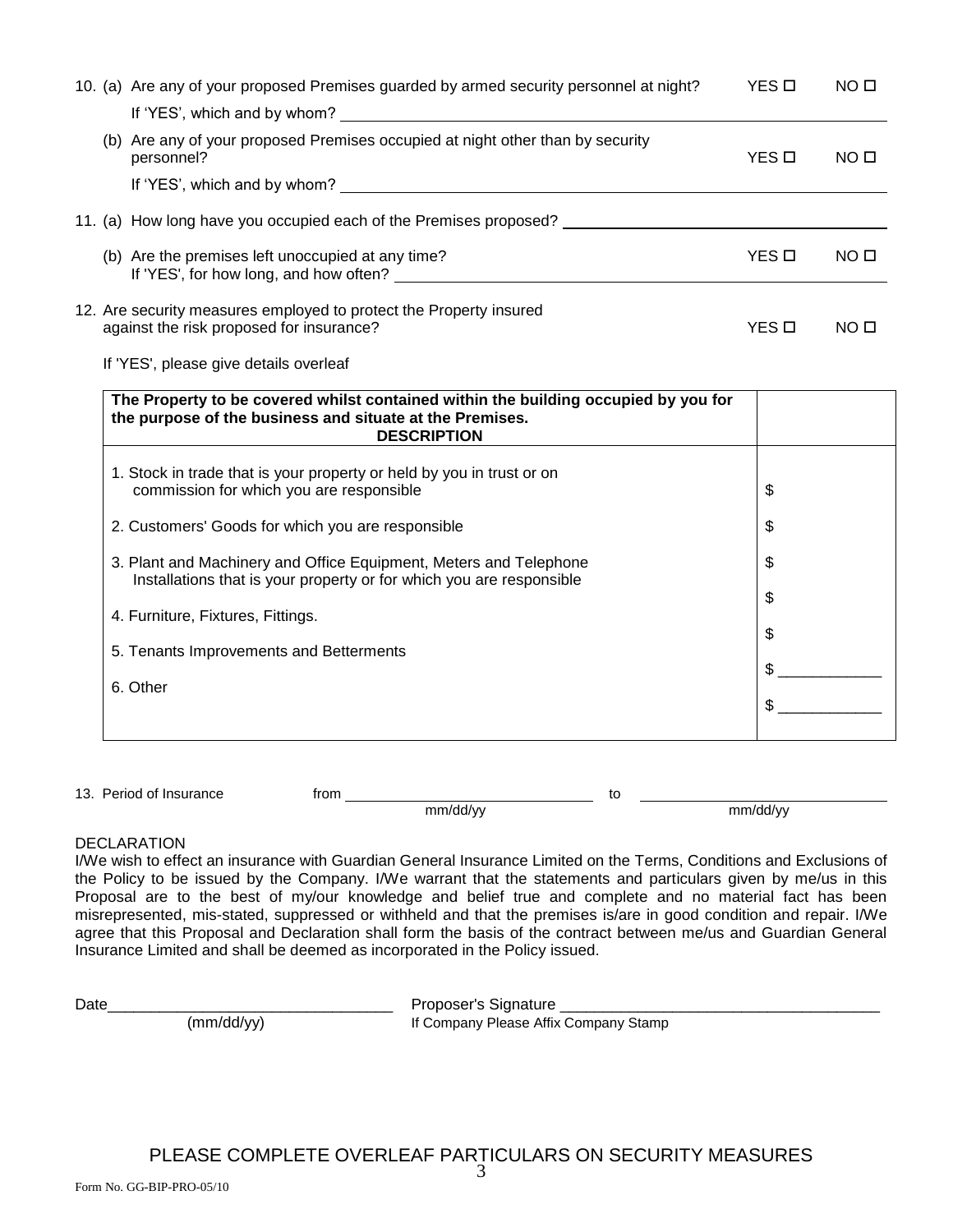10. (a) Are any of your proposed Premises guarded by armed security personnel at night? YES ☐ NO ☐

    If 'YES', which and by whom? ______________________________

    (b) Are any of your proposed Premises occupied at night other than by security personnel? YES ☐ NO ☐

    If 'YES', which and by whom? ______________________________

11. (a) How long have you occupied each of the Premises proposed? ______________________________

    (b) Are the premises left unoccupied at any time? YES ☐ NO ☐

    If 'YES', for how long, and how often? ______________________________

12. Are security measures employed to protect the Property insured against the risk proposed for insurance? YES ☐ NO ☐

    If 'YES', please give details overleaf

| **The Property to be covered whilst contained within the building occupied by you for the purpose of the business and situate at the Premises.**<br>**DESCRIPTION** | |
|---|---|
| 1. Stock in trade that is your property or held by you in trust or on commission for which you are responsible | $ |
| 2. Customers' Goods for which you are responsible | $ |
| 3. Plant and Machinery and Office Equipment, Meters and Telephone Installations that is your property or for which you are responsible | $ |
| 4. Furniture, Fixtures, Fittings. | $ |
| 5. Tenants Improvements and Betterments | $ |
| 6. Other | $ ____________ |
| | $ ____________ |

13. Period of Insurance from ______________________________ to ______________________________
    (mm/dd/yy) (mm/dd/yy)

DECLARATION

I/We wish to effect an insurance with Guardian General Insurance Limited on the Terms, Conditions and Exclusions of the Policy to be issued by the Company. I/We warrant that the statements and particulars given by me/us in this Proposal are to the best of my/our knowledge and belief true and complete and no material fact has been misrepresented, mis-stated, suppressed or withheld and that the premises is/are in good condition and repair. I/We agree that this Proposal and Declaration shall form the basis of the contract between me/us and Guardian General Insurance Limited and shall be deemed as incorporated in the Policy issued.

Date______________________________ (mm/dd/yy)

Proposer's Signature ______________________________
If Company Please Affix Company Stamp

PLEASE COMPLETE OVERLEAF PARTICULARS ON SECURITY MEASURES

Form No. GG-BIP-PRO-05/10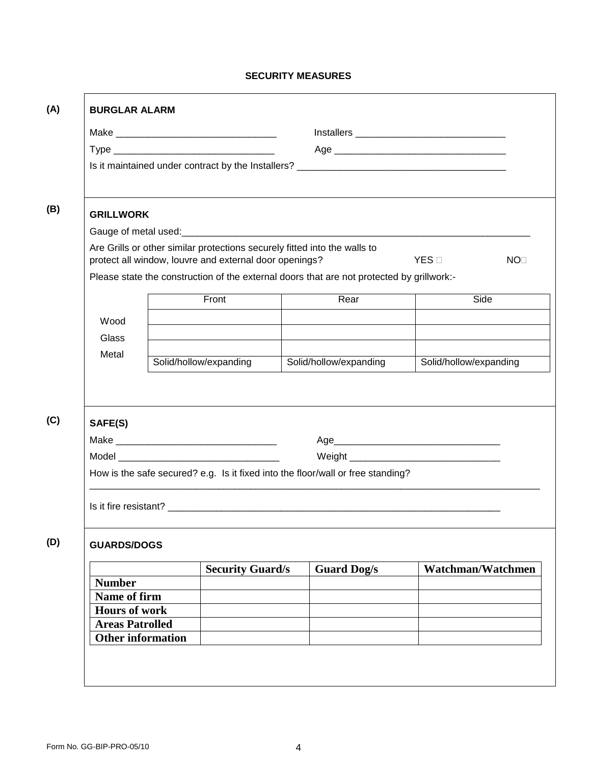## SECURITY MEASURES

**(A)** **BURGLAR ALARM**

Make ______________________________ Installers ____________________________

Type ______________________________ Age ________________________________

Is it maintained under contract by the Installers? _______________________________________

**(B)** **GRILLWORK**

Gauge of metal used:____________________________________________________________________

Are Grills or other similar protections securely fitted into the walls to protect all window, louvre and external door openings? YES ☐ NO☐

Please state the construction of the external doors that are not protected by grillwork:-

| | Front | Rear | Side |
|---|---|---|---|
| Wood | | | |
| Glass | | | |
| Metal | | | |
| | Solid/hollow/expanding | Solid/hollow/expanding | Solid/hollow/expanding |

**(C)** **SAFE(S)**

Make ______________________________ Age_______________________________

Model ______________________________ Weight ____________________________

How is the safe secured? e.g. Is it fixed into the floor/wall or free standing?

_____________________________________________________________________________________

Is it fire resistant? _______________________________________________________________

**(D)** **GUARDS/DOGS**

| | Security Guard/s | Guard Dog/s | Watchman/Watchmen |
|---|---|---|---|
| **Number** | | | |
| **Name of firm** | | | |
| **Hours of work** | | | |
| **Areas Patrolled** | | | |
| **Other information** | | | |

Form No. GG-BIP-PRO-05/10